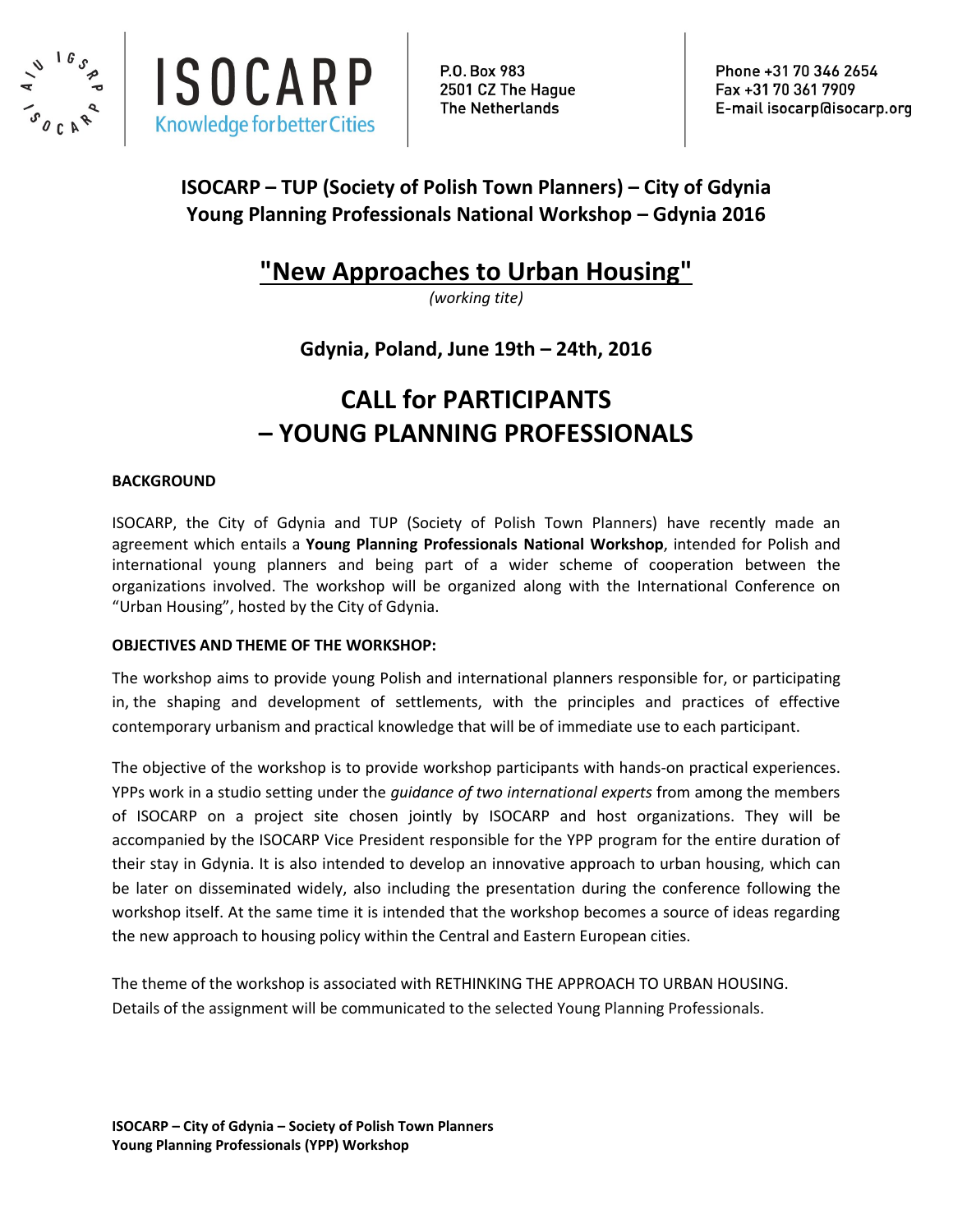ISOCARP
Knowledge for better Cities

P.O. Box 983
2501 CZ The Hague
The Netherlands

Phone +31 70 346 2654
Fax +31 70 361 7909
E-mail isocarp@isocarp.org

**ISOCARP – TUP (Society of Polish Town Planners) – City of Gdynia**
**Young Planning Professionals National Workshop – Gdynia 2016**

# "New Approaches to Urban Housing"

*(working tite)*

**Gdynia, Poland, June 19th – 24th, 2016**

# CALL for PARTICIPANTS – YOUNG PLANNING PROFESSIONALS

**BACKGROUND**

ISOCARP, the City of Gdynia and TUP (Society of Polish Town Planners) have recently made an agreement which entails a **Young Planning Professionals National Workshop**, intended for Polish and international young planners and being part of a wider scheme of cooperation between the organizations involved. The workshop will be organized along with the International Conference on "Urban Housing", hosted by the City of Gdynia.

**OBJECTIVES AND THEME OF THE WORKSHOP:**

The workshop aims to provide young Polish and international planners responsible for, or participating in, the shaping and development of settlements, with the principles and practices of effective contemporary urbanism and practical knowledge that will be of immediate use to each participant.

The objective of the workshop is to provide workshop participants with hands-on practical experiences. YPPs work in a studio setting under the *guidance of two international experts* from among the members of ISOCARP on a project site chosen jointly by ISOCARP and host organizations. They will be accompanied by the ISOCARP Vice President responsible for the YPP program for the entire duration of their stay in Gdynia. It is also intended to develop an innovative approach to urban housing, which can be later on disseminated widely, also including the presentation during the conference following the workshop itself. At the same time it is intended that the workshop becomes a source of ideas regarding the new approach to housing policy within the Central and Eastern European cities.

The theme of the workshop is associated with RETHINKING THE APPROACH TO URBAN HOUSING. Details of the assignment will be communicated to the selected Young Planning Professionals.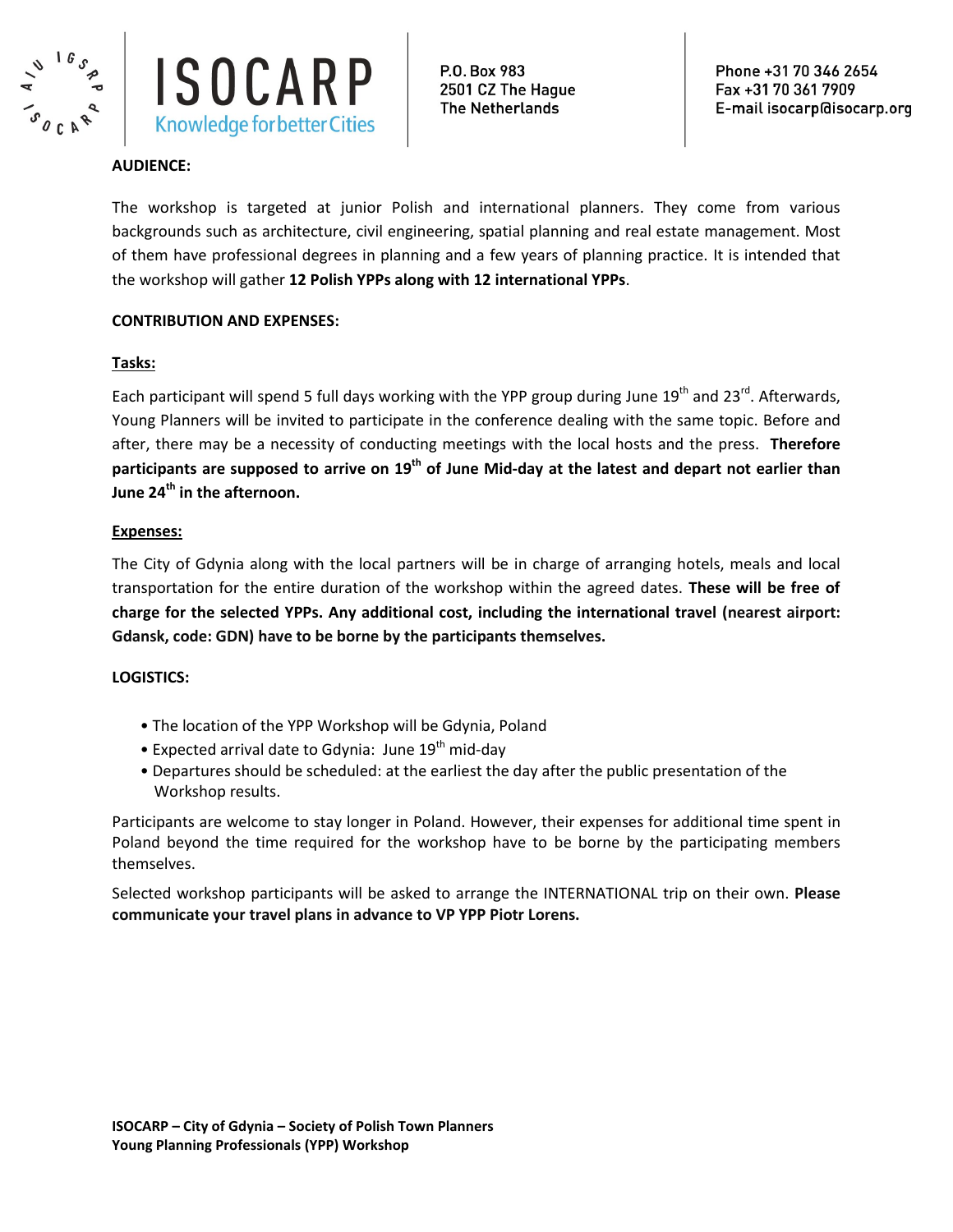**AUDIENCE:**

The workshop is targeted at junior Polish and international planners. They come from various backgrounds such as architecture, civil engineering, spatial planning and real estate management. Most of them have professional degrees in planning and a few years of planning practice. It is intended that the workshop will gather **12 Polish YPPs along with 12 international YPPs**.

**CONTRIBUTION AND EXPENSES:**

**Tasks:**

Each participant will spend 5 full days working with the YPP group during June 19th and 23rd. Afterwards, Young Planners will be invited to participate in the conference dealing with the same topic. Before and after, there may be a necessity of conducting meetings with the local hosts and the press. **Therefore participants are supposed to arrive on 19th of June Mid-day at the latest and depart not earlier than June 24th in the afternoon.**

**Expenses:**

The City of Gdynia along with the local partners will be in charge of arranging hotels, meals and local transportation for the entire duration of the workshop within the agreed dates. **These will be free of charge for the selected YPPs. Any additional cost, including the international travel (nearest airport: Gdansk, code: GDN) have to be borne by the participants themselves.**

**LOGISTICS:**

- The location of the YPP Workshop will be Gdynia, Poland
- Expected arrival date to Gdynia: June 19th mid-day
- Departures should be scheduled: at the earliest the day after the public presentation of the Workshop results.

Participants are welcome to stay longer in Poland. However, their expenses for additional time spent in Poland beyond the time required for the workshop have to be borne by the participating members themselves.

Selected workshop participants will be asked to arrange the INTERNATIONAL trip on their own. **Please communicate your travel plans in advance to VP YPP Piotr Lorens.**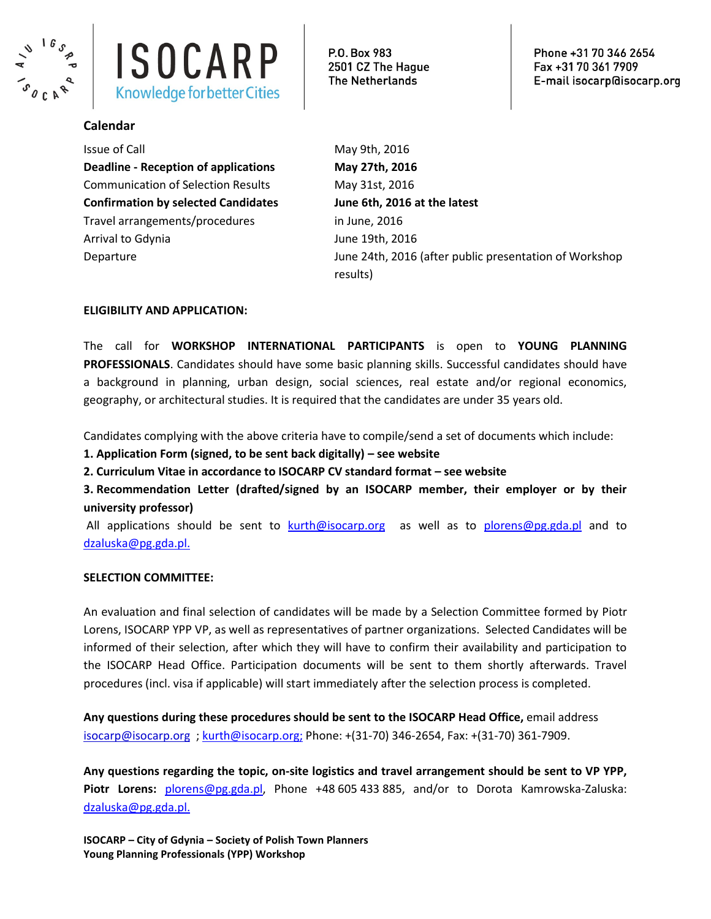## Calendar

| | |
|---|---|
| Issue of Call | May 9th, 2016 |
| **Deadline - Reception of applications** | **May 27th, 2016** |
| Communication of Selection Results | May 31st, 2016 |
| **Confirmation by selected Candidates** | **June 6th, 2016 at the latest** |
| Travel arrangements/procedures | in June, 2016 |
| Arrival to Gdynia | June 19th, 2016 |
| Departure | June 24th, 2016 (after public presentation of Workshop results) |

**ELIGIBILITY AND APPLICATION:**

The call for **WORKSHOP INTERNATIONAL PARTICIPANTS** is open to **YOUNG PLANNING PROFESSIONALS**. Candidates should have some basic planning skills. Successful candidates should have a background in planning, urban design, social sciences, real estate and/or regional economics, geography, or architectural studies. It is required that the candidates are under 35 years old.

Candidates complying with the above criteria have to compile/send a set of documents which include:

**1. Application Form (signed, to be sent back digitally) – see website**

**2. Curriculum Vitae in accordance to ISOCARP CV standard format – see website**

**3. Recommendation Letter (drafted/signed by an ISOCARP member, their employer or by their university professor)**

All applications should be sent to kurth@isocarp.org as well as to plorens@pg.gda.pl and to dzaluska@pg.gda.pl.

**SELECTION COMMITTEE:**

An evaluation and final selection of candidates will be made by a Selection Committee formed by Piotr Lorens, ISOCARP YPP VP, as well as representatives of partner organizations. Selected Candidates will be informed of their selection, after which they will have to confirm their availability and participation to the ISOCARP Head Office. Participation documents will be sent to them shortly afterwards. Travel procedures (incl. visa if applicable) will start immediately after the selection process is completed.

**Any questions during these procedures should be sent to the ISOCARP Head Office,** email address isocarp@isocarp.org ; kurth@isocarp.org; Phone: +(31-70) 346-2654, Fax: +(31-70) 361-7909.

**Any questions regarding the topic, on-site logistics and travel arrangement should be sent to VP YPP, Piotr Lorens:** plorens@pg.gda.pl, Phone +48 605 433 885, and/or to Dorota Kamrowska-Zaluska: dzaluska@pg.gda.pl.